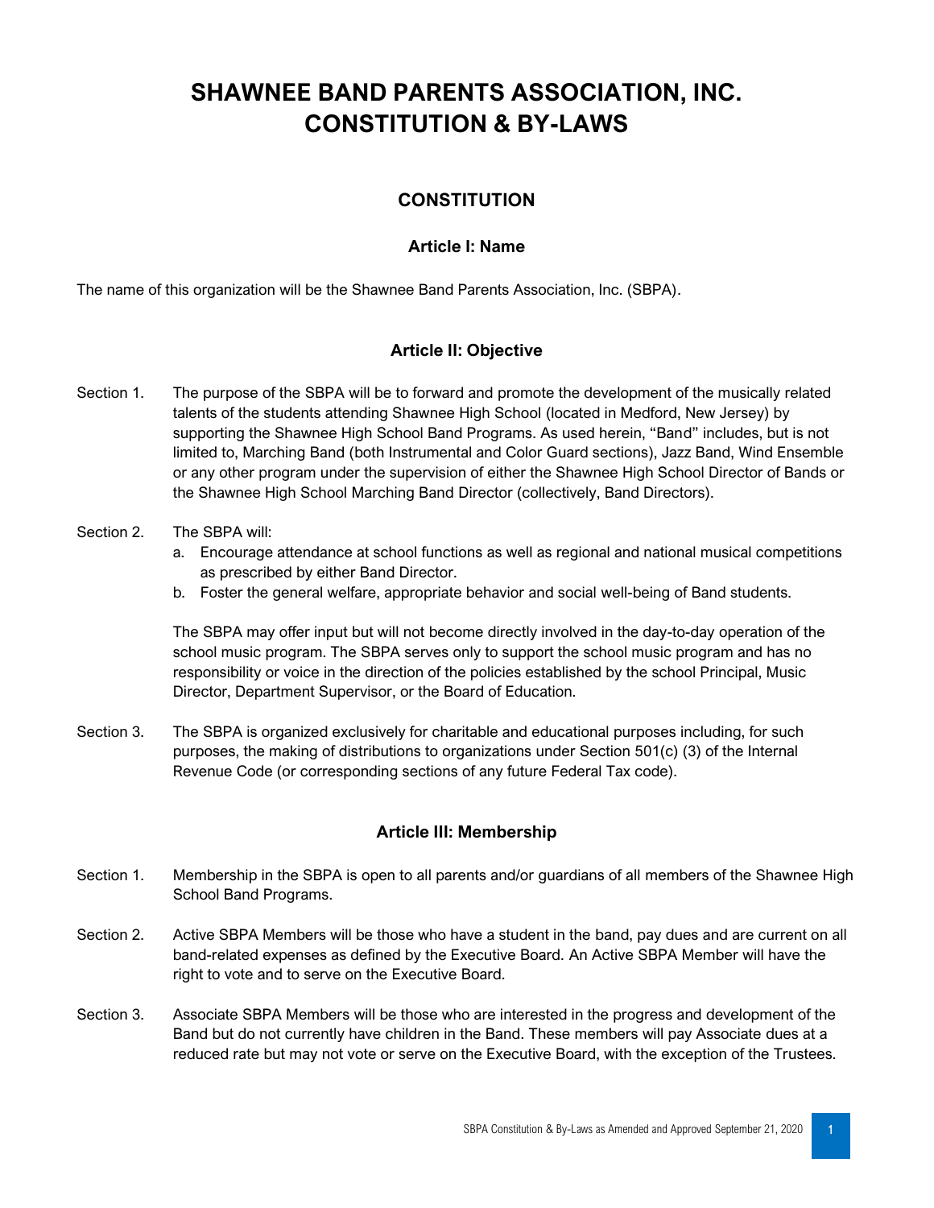# SHAWNEE BAND PARENTS ASSOCIATION, INC.
# CONSTITUTION & BY-LAWS

## CONSTITUTION

### Article I: Name

The name of this organization will be the Shawnee Band Parents Association, Inc. (SBPA).

### Article II: Objective

Section 1. The purpose of the SBPA will be to forward and promote the development of the musically related talents of the students attending Shawnee High School (located in Medford, New Jersey) by supporting the Shawnee High School Band Programs. As used herein, "Band" includes, but is not limited to, Marching Band (both Instrumental and Color Guard sections), Jazz Band, Wind Ensemble or any other program under the supervision of either the Shawnee High School Director of Bands or the Shawnee High School Marching Band Director (collectively, Band Directors).

Section 2. The SBPA will:

a. Encourage attendance at school functions as well as regional and national musical competitions as prescribed by either Band Director.
b. Foster the general welfare, appropriate behavior and social well-being of Band students.

The SBPA may offer input but will not become directly involved in the day-to-day operation of the school music program. The SBPA serves only to support the school music program and has no responsibility or voice in the direction of the policies established by the school Principal, Music Director, Department Supervisor, or the Board of Education.

Section 3. The SBPA is organized exclusively for charitable and educational purposes including, for such purposes, the making of distributions to organizations under Section 501(c) (3) of the Internal Revenue Code (or corresponding sections of any future Federal Tax code).

### Article III: Membership

Section 1. Membership in the SBPA is open to all parents and/or guardians of all members of the Shawnee High School Band Programs.

Section 2. Active SBPA Members will be those who have a student in the band, pay dues and are current on all band-related expenses as defined by the Executive Board. An Active SBPA Member will have the right to vote and to serve on the Executive Board.

Section 3. Associate SBPA Members will be those who are interested in the progress and development of the Band but do not currently have children in the Band. These members will pay Associate dues at a reduced rate but may not vote or serve on the Executive Board, with the exception of the Trustees.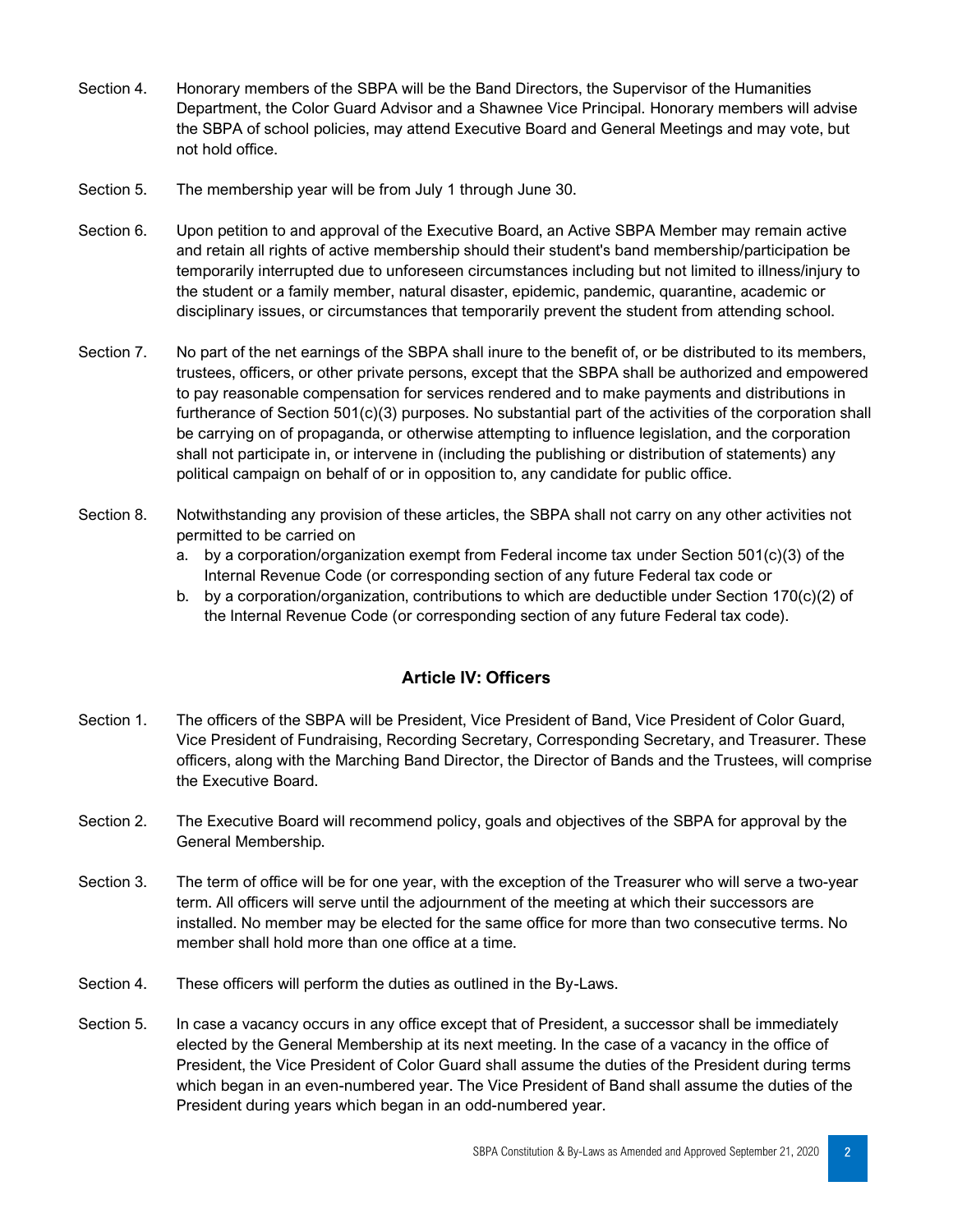Section 4. Honorary members of the SBPA will be the Band Directors, the Supervisor of the Humanities Department, the Color Guard Advisor and a Shawnee Vice Principal. Honorary members will advise the SBPA of school policies, may attend Executive Board and General Meetings and may vote, but not hold office.

Section 5. The membership year will be from July 1 through June 30.

Section 6. Upon petition to and approval of the Executive Board, an Active SBPA Member may remain active and retain all rights of active membership should their student's band membership/participation be temporarily interrupted due to unforeseen circumstances including but not limited to illness/injury to the student or a family member, natural disaster, epidemic, pandemic, quarantine, academic or disciplinary issues, or circumstances that temporarily prevent the student from attending school.

Section 7. No part of the net earnings of the SBPA shall inure to the benefit of, or be distributed to its members, trustees, officers, or other private persons, except that the SBPA shall be authorized and empowered to pay reasonable compensation for services rendered and to make payments and distributions in furtherance of Section 501(c)(3) purposes. No substantial part of the activities of the corporation shall be carrying on of propaganda, or otherwise attempting to influence legislation, and the corporation shall not participate in, or intervene in (including the publishing or distribution of statements) any political campaign on behalf of or in opposition to, any candidate for public office.

Section 8. Notwithstanding any provision of these articles, the SBPA shall not carry on any other activities not permitted to be carried on

a. by a corporation/organization exempt from Federal income tax under Section 501(c)(3) of the Internal Revenue Code (or corresponding section of any future Federal tax code or
b. by a corporation/organization, contributions to which are deductible under Section 170(c)(2) of the Internal Revenue Code (or corresponding section of any future Federal tax code).

## Article IV: Officers

Section 1. The officers of the SBPA will be President, Vice President of Band, Vice President of Color Guard, Vice President of Fundraising, Recording Secretary, Corresponding Secretary, and Treasurer. These officers, along with the Marching Band Director, the Director of Bands and the Trustees, will comprise the Executive Board.

Section 2. The Executive Board will recommend policy, goals and objectives of the SBPA for approval by the General Membership.

Section 3. The term of office will be for one year, with the exception of the Treasurer who will serve a two-year term. All officers will serve until the adjournment of the meeting at which their successors are installed. No member may be elected for the same office for more than two consecutive terms. No member shall hold more than one office at a time.

Section 4. These officers will perform the duties as outlined in the By-Laws.

Section 5. In case a vacancy occurs in any office except that of President, a successor shall be immediately elected by the General Membership at its next meeting. In the case of a vacancy in the office of President, the Vice President of Color Guard shall assume the duties of the President during terms which began in an even-numbered year. The Vice President of Band shall assume the duties of the President during years which began in an odd-numbered year.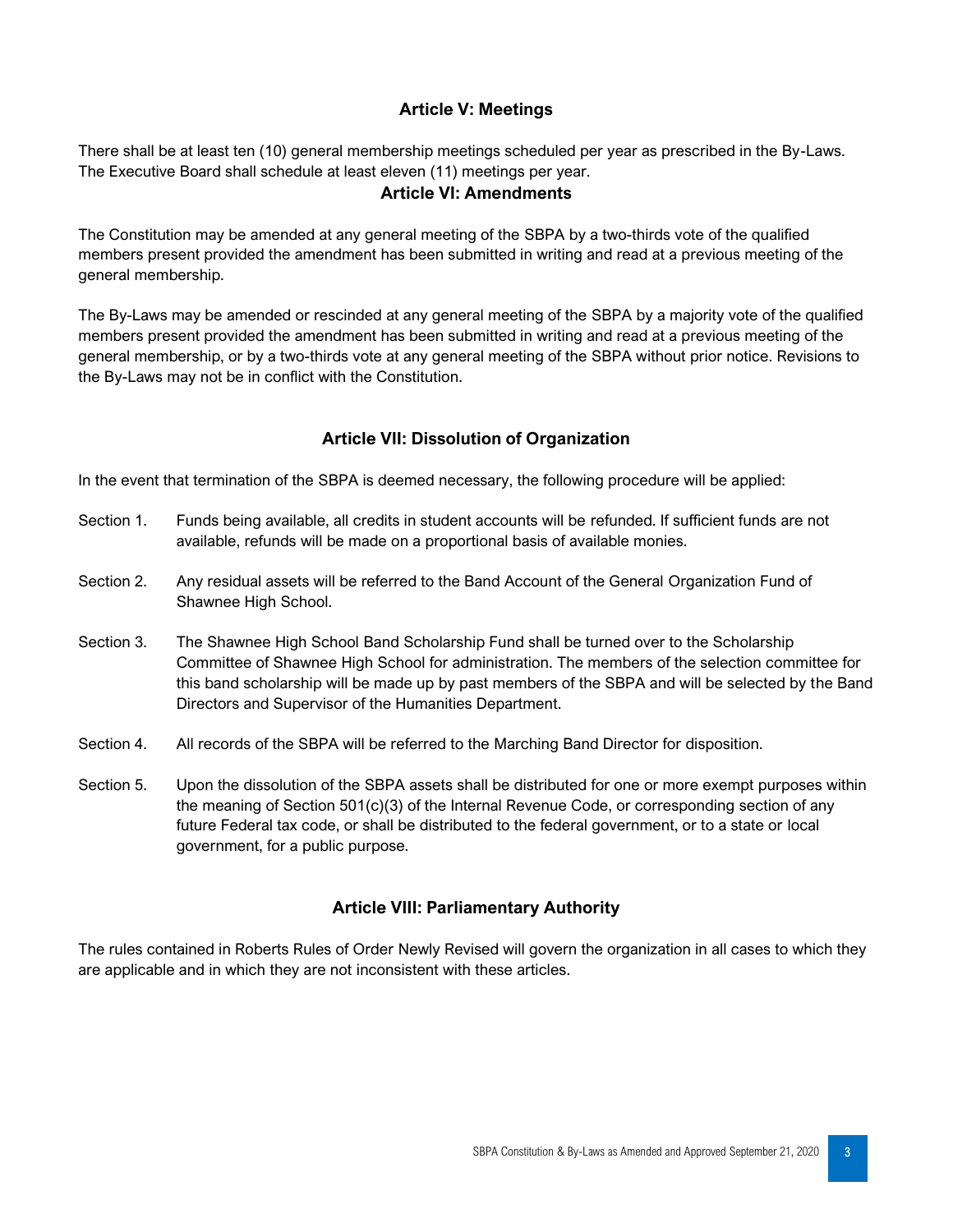## Article V: Meetings

There shall be at least ten (10) general membership meetings scheduled per year as prescribed in the By-Laws. The Executive Board shall schedule at least eleven (11) meetings per year.

## Article VI: Amendments

The Constitution may be amended at any general meeting of the SBPA by a two-thirds vote of the qualified members present provided the amendment has been submitted in writing and read at a previous meeting of the general membership.

The By-Laws may be amended or rescinded at any general meeting of the SBPA by a majority vote of the qualified members present provided the amendment has been submitted in writing and read at a previous meeting of the general membership, or by a two-thirds vote at any general meeting of the SBPA without prior notice. Revisions to the By-Laws may not be in conflict with the Constitution.

## Article VII: Dissolution of Organization

In the event that termination of the SBPA is deemed necessary, the following procedure will be applied:

Section 1. Funds being available, all credits in student accounts will be refunded. If sufficient funds are not available, refunds will be made on a proportional basis of available monies.

Section 2. Any residual assets will be referred to the Band Account of the General Organization Fund of Shawnee High School.

Section 3. The Shawnee High School Band Scholarship Fund shall be turned over to the Scholarship Committee of Shawnee High School for administration. The members of the selection committee for this band scholarship will be made up by past members of the SBPA and will be selected by the Band Directors and Supervisor of the Humanities Department.

Section 4. All records of the SBPA will be referred to the Marching Band Director for disposition.

Section 5. Upon the dissolution of the SBPA assets shall be distributed for one or more exempt purposes within the meaning of Section 501(c)(3) of the Internal Revenue Code, or corresponding section of any future Federal tax code, or shall be distributed to the federal government, or to a state or local government, for a public purpose.

## Article VIII: Parliamentary Authority

The rules contained in Roberts Rules of Order Newly Revised will govern the organization in all cases to which they are applicable and in which they are not inconsistent with these articles.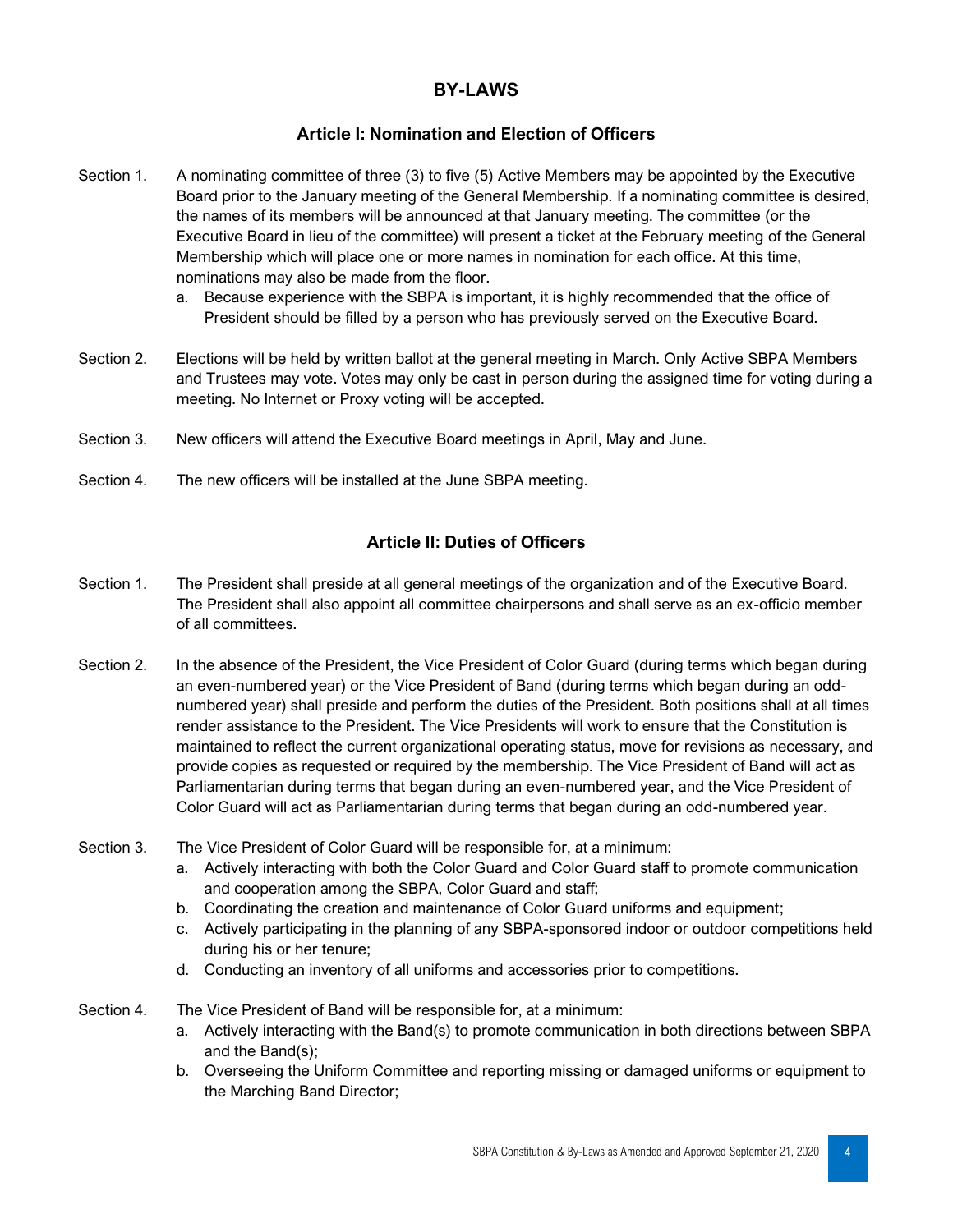# BY-LAWS

## Article I: Nomination and Election of Officers

Section 1. A nominating committee of three (3) to five (5) Active Members may be appointed by the Executive Board prior to the January meeting of the General Membership. If a nominating committee is desired, the names of its members will be announced at that January meeting. The committee (or the Executive Board in lieu of the committee) will present a ticket at the February meeting of the General Membership which will place one or more names in nomination for each office. At this time, nominations may also be made from the floor.

a. Because experience with the SBPA is important, it is highly recommended that the office of President should be filled by a person who has previously served on the Executive Board.

Section 2. Elections will be held by written ballot at the general meeting in March. Only Active SBPA Members and Trustees may vote. Votes may only be cast in person during the assigned time for voting during a meeting. No Internet or Proxy voting will be accepted.

Section 3. New officers will attend the Executive Board meetings in April, May and June.

Section 4. The new officers will be installed at the June SBPA meeting.

## Article II: Duties of Officers

Section 1. The President shall preside at all general meetings of the organization and of the Executive Board. The President shall also appoint all committee chairpersons and shall serve as an ex-officio member of all committees.

Section 2. In the absence of the President, the Vice President of Color Guard (during terms which began during an even-numbered year) or the Vice President of Band (during terms which began during an odd-numbered year) shall preside and perform the duties of the President. Both positions shall at all times render assistance to the President. The Vice Presidents will work to ensure that the Constitution is maintained to reflect the current organizational operating status, move for revisions as necessary, and provide copies as requested or required by the membership. The Vice President of Band will act as Parliamentarian during terms that began during an even-numbered year, and the Vice President of Color Guard will act as Parliamentarian during terms that began during an odd-numbered year.

Section 3. The Vice President of Color Guard will be responsible for, at a minimum:

a. Actively interacting with both the Color Guard and Color Guard staff to promote communication and cooperation among the SBPA, Color Guard and staff;
b. Coordinating the creation and maintenance of Color Guard uniforms and equipment;
c. Actively participating in the planning of any SBPA-sponsored indoor or outdoor competitions held during his or her tenure;
d. Conducting an inventory of all uniforms and accessories prior to competitions.

Section 4. The Vice President of Band will be responsible for, at a minimum:

a. Actively interacting with the Band(s) to promote communication in both directions between SBPA and the Band(s);
b. Overseeing the Uniform Committee and reporting missing or damaged uniforms or equipment to the Marching Band Director;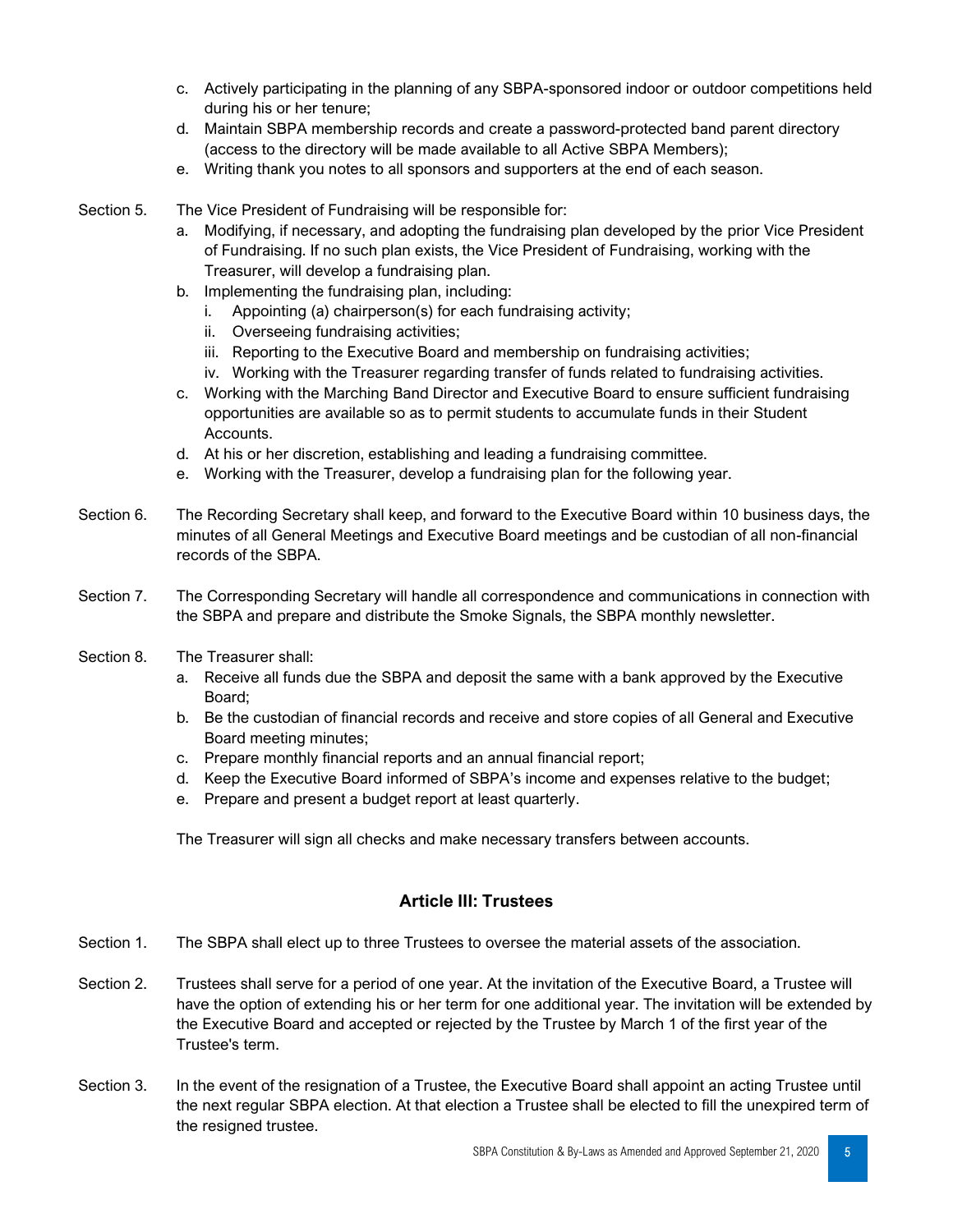c. Actively participating in the planning of any SBPA-sponsored indoor or outdoor competitions held during his or her tenure;
d. Maintain SBPA membership records and create a password-protected band parent directory (access to the directory will be made available to all Active SBPA Members);
e. Writing thank you notes to all sponsors and supporters at the end of each season.

Section 5. The Vice President of Fundraising will be responsible for:

a. Modifying, if necessary, and adopting the fundraising plan developed by the prior Vice President of Fundraising. If no such plan exists, the Vice President of Fundraising, working with the Treasurer, will develop a fundraising plan.
b. Implementing the fundraising plan, including:
    i. Appointing (a) chairperson(s) for each fundraising activity;
    ii. Overseeing fundraising activities;
    iii. Reporting to the Executive Board and membership on fundraising activities;
    iv. Working with the Treasurer regarding transfer of funds related to fundraising activities.
c. Working with the Marching Band Director and Executive Board to ensure sufficient fundraising opportunities are available so as to permit students to accumulate funds in their Student Accounts.
d. At his or her discretion, establishing and leading a fundraising committee.
e. Working with the Treasurer, develop a fundraising plan for the following year.

Section 6. The Recording Secretary shall keep, and forward to the Executive Board within 10 business days, the minutes of all General Meetings and Executive Board meetings and be custodian of all non-financial records of the SBPA.

Section 7. The Corresponding Secretary will handle all correspondence and communications in connection with the SBPA and prepare and distribute the Smoke Signals, the SBPA monthly newsletter.

Section 8. The Treasurer shall:

a. Receive all funds due the SBPA and deposit the same with a bank approved by the Executive Board;
b. Be the custodian of financial records and receive and store copies of all General and Executive Board meeting minutes;
c. Prepare monthly financial reports and an annual financial report;
d. Keep the Executive Board informed of SBPA's income and expenses relative to the budget;
e. Prepare and present a budget report at least quarterly.

The Treasurer will sign all checks and make necessary transfers between accounts.

## Article III: Trustees

Section 1. The SBPA shall elect up to three Trustees to oversee the material assets of the association.

Section 2. Trustees shall serve for a period of one year. At the invitation of the Executive Board, a Trustee will have the option of extending his or her term for one additional year. The invitation will be extended by the Executive Board and accepted or rejected by the Trustee by March 1 of the first year of the Trustee's term.

Section 3. In the event of the resignation of a Trustee, the Executive Board shall appoint an acting Trustee until the next regular SBPA election. At that election a Trustee shall be elected to fill the unexpired term of the resigned trustee.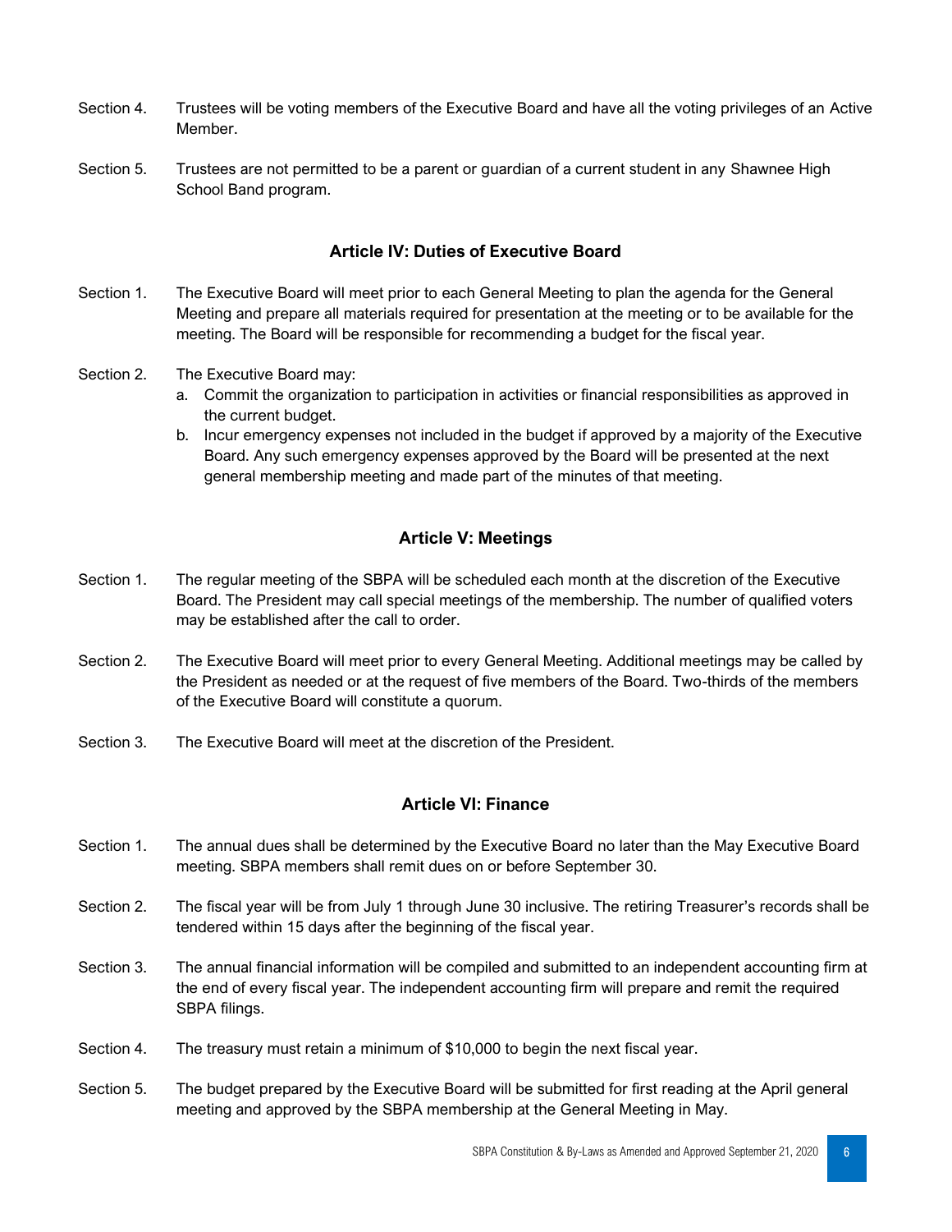Section 4. Trustees will be voting members of the Executive Board and have all the voting privileges of an Active Member.

Section 5. Trustees are not permitted to be a parent or guardian of a current student in any Shawnee High School Band program.

## Article IV: Duties of Executive Board

Section 1. The Executive Board will meet prior to each General Meeting to plan the agenda for the General Meeting and prepare all materials required for presentation at the meeting or to be available for the meeting. The Board will be responsible for recommending a budget for the fiscal year.

Section 2. The Executive Board may:

a. Commit the organization to participation in activities or financial responsibilities as approved in the current budget.
b. Incur emergency expenses not included in the budget if approved by a majority of the Executive Board. Any such emergency expenses approved by the Board will be presented at the next general membership meeting and made part of the minutes of that meeting.

## Article V: Meetings

Section 1. The regular meeting of the SBPA will be scheduled each month at the discretion of the Executive Board. The President may call special meetings of the membership. The number of qualified voters may be established after the call to order.

Section 2. The Executive Board will meet prior to every General Meeting. Additional meetings may be called by the President as needed or at the request of five members of the Board. Two-thirds of the members of the Executive Board will constitute a quorum.

Section 3. The Executive Board will meet at the discretion of the President.

## Article VI: Finance

Section 1. The annual dues shall be determined by the Executive Board no later than the May Executive Board meeting. SBPA members shall remit dues on or before September 30.

Section 2. The fiscal year will be from July 1 through June 30 inclusive. The retiring Treasurer's records shall be tendered within 15 days after the beginning of the fiscal year.

Section 3. The annual financial information will be compiled and submitted to an independent accounting firm at the end of every fiscal year. The independent accounting firm will prepare and remit the required SBPA filings.

Section 4. The treasury must retain a minimum of $10,000 to begin the next fiscal year.

Section 5. The budget prepared by the Executive Board will be submitted for first reading at the April general meeting and approved by the SBPA membership at the General Meeting in May.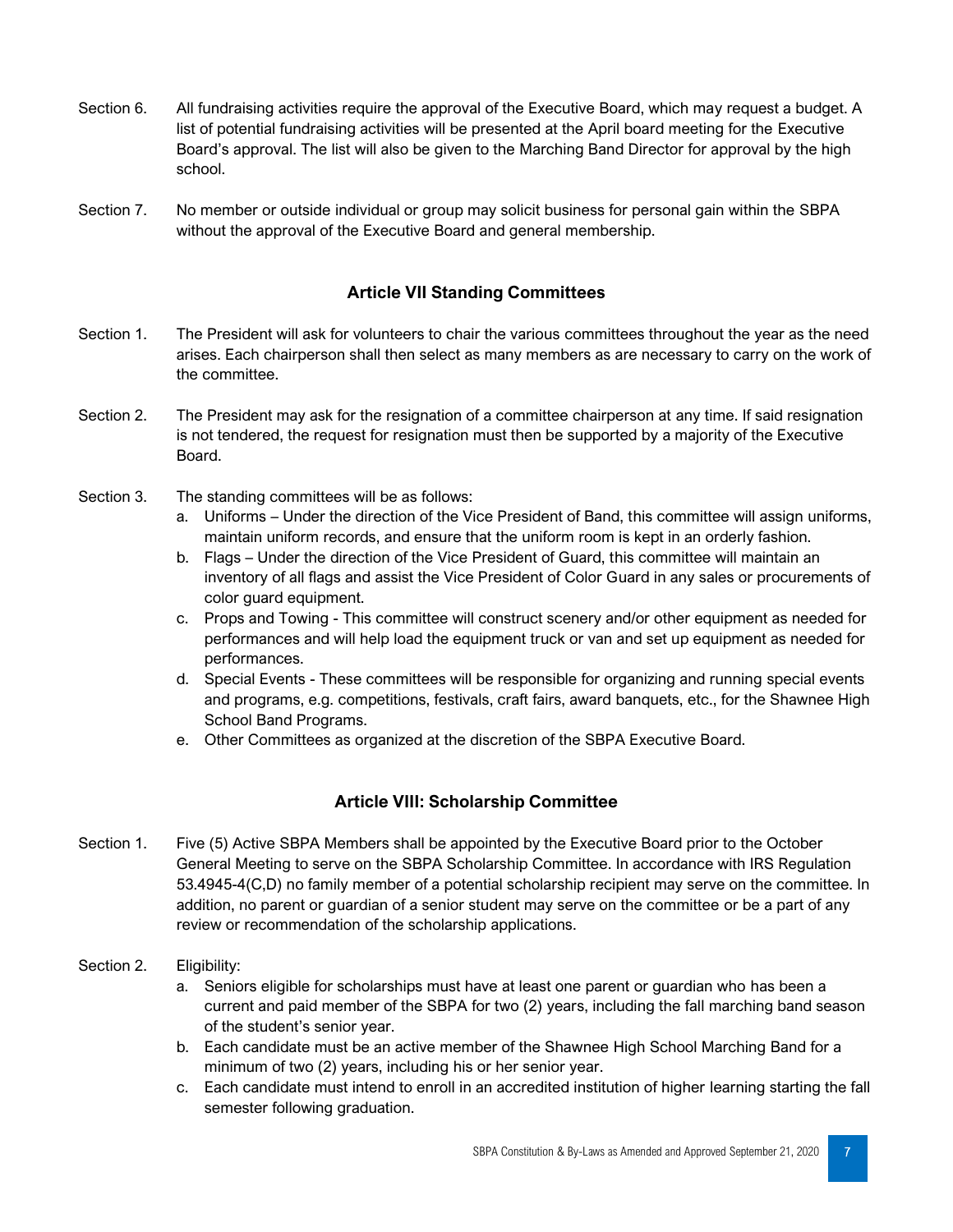Section 6. All fundraising activities require the approval of the Executive Board, which may request a budget. A list of potential fundraising activities will be presented at the April board meeting for the Executive Board's approval. The list will also be given to the Marching Band Director for approval by the high school.

Section 7. No member or outside individual or group may solicit business for personal gain within the SBPA without the approval of the Executive Board and general membership.

## Article VII Standing Committees

Section 1. The President will ask for volunteers to chair the various committees throughout the year as the need arises. Each chairperson shall then select as many members as are necessary to carry on the work of the committee.

Section 2. The President may ask for the resignation of a committee chairperson at any time. If said resignation is not tendered, the request for resignation must then be supported by a majority of the Executive Board.

Section 3. The standing committees will be as follows:

a. Uniforms – Under the direction of the Vice President of Band, this committee will assign uniforms, maintain uniform records, and ensure that the uniform room is kept in an orderly fashion.
b. Flags – Under the direction of the Vice President of Guard, this committee will maintain an inventory of all flags and assist the Vice President of Color Guard in any sales or procurements of color guard equipment.
c. Props and Towing - This committee will construct scenery and/or other equipment as needed for performances and will help load the equipment truck or van and set up equipment as needed for performances.
d. Special Events - These committees will be responsible for organizing and running special events and programs, e.g. competitions, festivals, craft fairs, award banquets, etc., for the Shawnee High School Band Programs.
e. Other Committees as organized at the discretion of the SBPA Executive Board.

## Article VIII: Scholarship Committee

Section 1. Five (5) Active SBPA Members shall be appointed by the Executive Board prior to the October General Meeting to serve on the SBPA Scholarship Committee. In accordance with IRS Regulation 53.4945-4(C,D) no family member of a potential scholarship recipient may serve on the committee. In addition, no parent or guardian of a senior student may serve on the committee or be a part of any review or recommendation of the scholarship applications.

Section 2. Eligibility:

a. Seniors eligible for scholarships must have at least one parent or guardian who has been a current and paid member of the SBPA for two (2) years, including the fall marching band season of the student's senior year.
b. Each candidate must be an active member of the Shawnee High School Marching Band for a minimum of two (2) years, including his or her senior year.
c. Each candidate must intend to enroll in an accredited institution of higher learning starting the fall semester following graduation.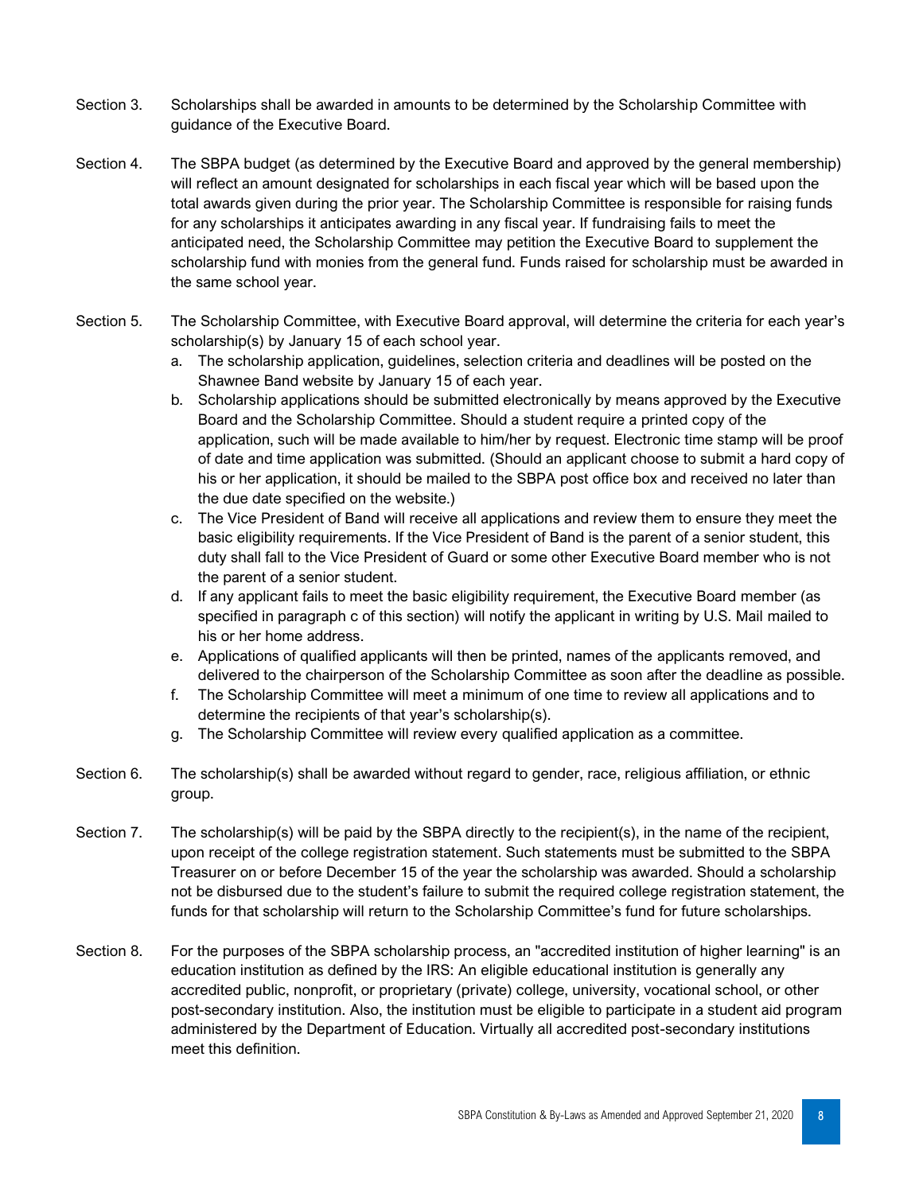Section 3. Scholarships shall be awarded in amounts to be determined by the Scholarship Committee with guidance of the Executive Board.

Section 4. The SBPA budget (as determined by the Executive Board and approved by the general membership) will reflect an amount designated for scholarships in each fiscal year which will be based upon the total awards given during the prior year. The Scholarship Committee is responsible for raising funds for any scholarships it anticipates awarding in any fiscal year. If fundraising fails to meet the anticipated need, the Scholarship Committee may petition the Executive Board to supplement the scholarship fund with monies from the general fund. Funds raised for scholarship must be awarded in the same school year.

Section 5. The Scholarship Committee, with Executive Board approval, will determine the criteria for each year's scholarship(s) by January 15 of each school year.

a. The scholarship application, guidelines, selection criteria and deadlines will be posted on the Shawnee Band website by January 15 of each year.

b. Scholarship applications should be submitted electronically by means approved by the Executive Board and the Scholarship Committee. Should a student require a printed copy of the application, such will be made available to him/her by request. Electronic time stamp will be proof of date and time application was submitted. (Should an applicant choose to submit a hard copy of his or her application, it should be mailed to the SBPA post office box and received no later than the due date specified on the website.)

c. The Vice President of Band will receive all applications and review them to ensure they meet the basic eligibility requirements. If the Vice President of Band is the parent of a senior student, this duty shall fall to the Vice President of Guard or some other Executive Board member who is not the parent of a senior student.

d. If any applicant fails to meet the basic eligibility requirement, the Executive Board member (as specified in paragraph c of this section) will notify the applicant in writing by U.S. Mail mailed to his or her home address.

e. Applications of qualified applicants will then be printed, names of the applicants removed, and delivered to the chairperson of the Scholarship Committee as soon after the deadline as possible.

f. The Scholarship Committee will meet a minimum of one time to review all applications and to determine the recipients of that year's scholarship(s).

g. The Scholarship Committee will review every qualified application as a committee.

Section 6. The scholarship(s) shall be awarded without regard to gender, race, religious affiliation, or ethnic group.

Section 7. The scholarship(s) will be paid by the SBPA directly to the recipient(s), in the name of the recipient, upon receipt of the college registration statement. Such statements must be submitted to the SBPA Treasurer on or before December 15 of the year the scholarship was awarded. Should a scholarship not be disbursed due to the student's failure to submit the required college registration statement, the funds for that scholarship will return to the Scholarship Committee's fund for future scholarships.

Section 8. For the purposes of the SBPA scholarship process, an "accredited institution of higher learning" is an education institution as defined by the IRS: An eligible educational institution is generally any accredited public, nonprofit, or proprietary (private) college, university, vocational school, or other post-secondary institution. Also, the institution must be eligible to participate in a student aid program administered by the Department of Education. Virtually all accredited post-secondary institutions meet this definition.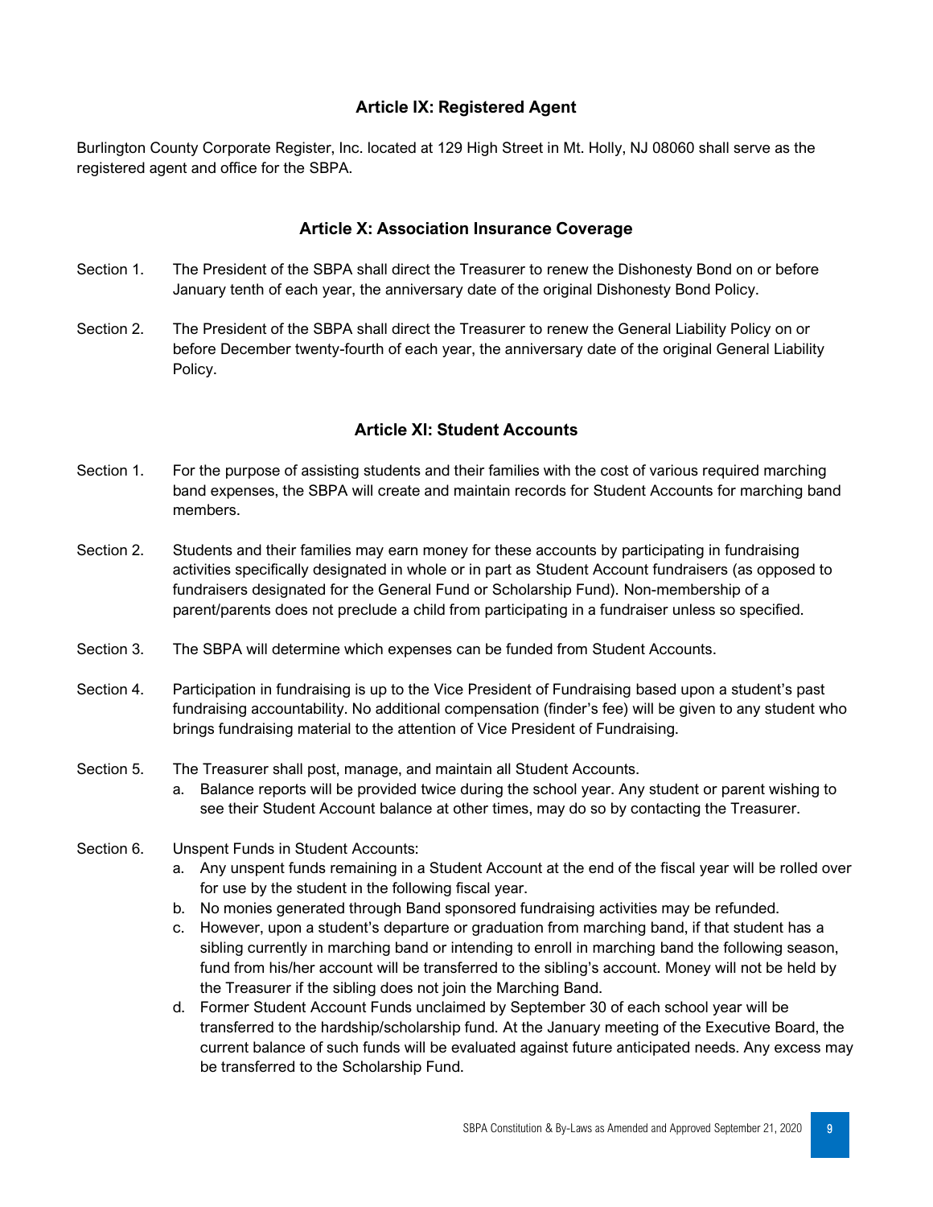## Article IX: Registered Agent

Burlington County Corporate Register, Inc. located at 129 High Street in Mt. Holly, NJ 08060 shall serve as the registered agent and office for the SBPA.

## Article X: Association Insurance Coverage

Section 1. The President of the SBPA shall direct the Treasurer to renew the Dishonesty Bond on or before January tenth of each year, the anniversary date of the original Dishonesty Bond Policy.

Section 2. The President of the SBPA shall direct the Treasurer to renew the General Liability Policy on or before December twenty-fourth of each year, the anniversary date of the original General Liability Policy.

## Article XI: Student Accounts

Section 1. For the purpose of assisting students and their families with the cost of various required marching band expenses, the SBPA will create and maintain records for Student Accounts for marching band members.

Section 2. Students and their families may earn money for these accounts by participating in fundraising activities specifically designated in whole or in part as Student Account fundraisers (as opposed to fundraisers designated for the General Fund or Scholarship Fund). Non-membership of a parent/parents does not preclude a child from participating in a fundraiser unless so specified.

Section 3. The SBPA will determine which expenses can be funded from Student Accounts.

Section 4. Participation in fundraising is up to the Vice President of Fundraising based upon a student's past fundraising accountability. No additional compensation (finder's fee) will be given to any student who brings fundraising material to the attention of Vice President of Fundraising.

Section 5. The Treasurer shall post, manage, and maintain all Student Accounts.

a. Balance reports will be provided twice during the school year. Any student or parent wishing to see their Student Account balance at other times, may do so by contacting the Treasurer.

Section 6. Unspent Funds in Student Accounts:

a. Any unspent funds remaining in a Student Account at the end of the fiscal year will be rolled over for use by the student in the following fiscal year.
b. No monies generated through Band sponsored fundraising activities may be refunded.
c. However, upon a student's departure or graduation from marching band, if that student has a sibling currently in marching band or intending to enroll in marching band the following season, fund from his/her account will be transferred to the sibling's account. Money will not be held by the Treasurer if the sibling does not join the Marching Band.
d. Former Student Account Funds unclaimed by September 30 of each school year will be transferred to the hardship/scholarship fund. At the January meeting of the Executive Board, the current balance of such funds will be evaluated against future anticipated needs. Any excess may be transferred to the Scholarship Fund.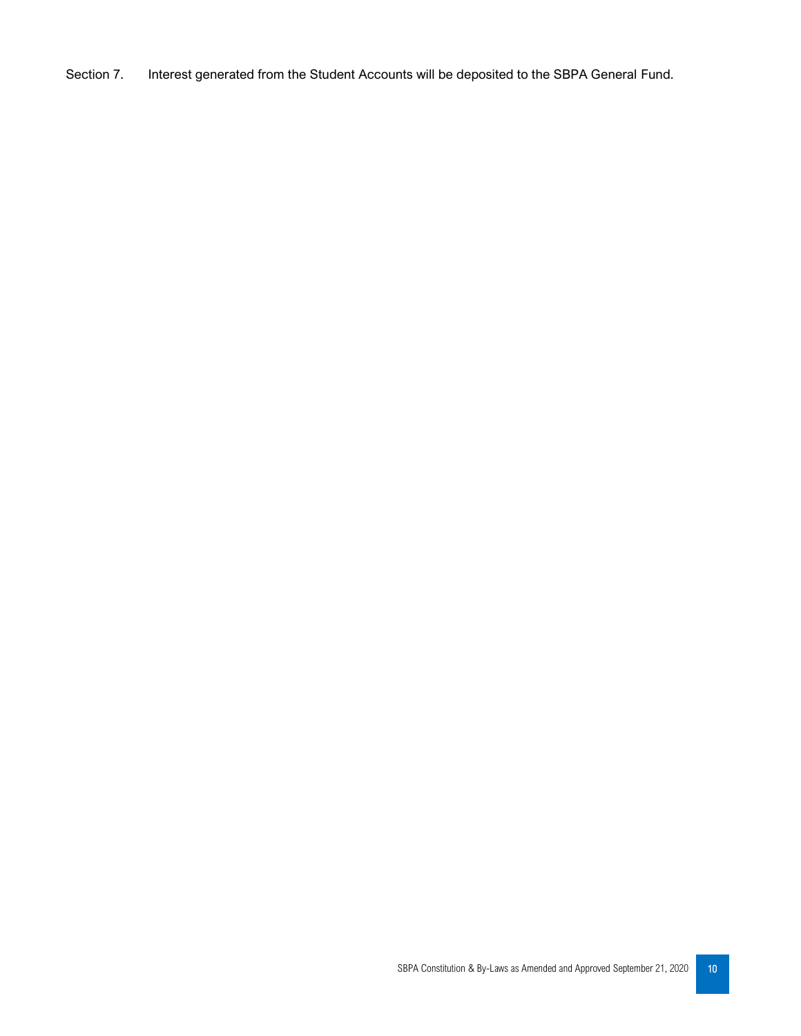Section 7. Interest generated from the Student Accounts will be deposited to the SBPA General Fund.